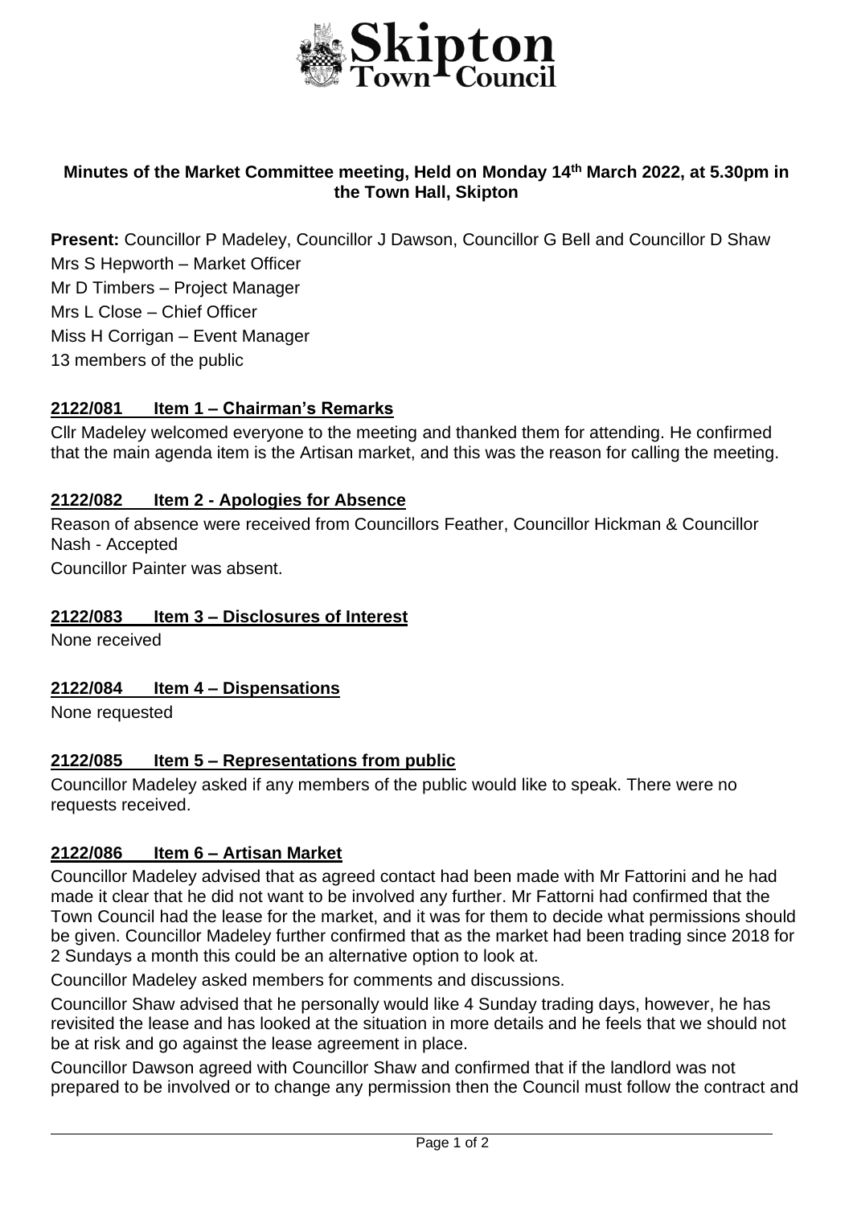**Skipton Town Council**

## Minutes of the Market Committee meeting, Held on Monday 14th March 2022, at 5.30pm in the Town Hall, Skipton

**Present:** Councillor P Madeley, Councillor J Dawson, Councillor G Bell and Councillor D Shaw

Mrs S Hepworth – Market Officer

Mr D Timbers – Project Manager

Mrs L Close – Chief Officer

Miss H Corrigan – Event Manager

13 members of the public

### 2122/081 Item 1 – Chairman's Remarks

Cllr Madeley welcomed everyone to the meeting and thanked them for attending. He confirmed that the main agenda item is the Artisan market, and this was the reason for calling the meeting.

### 2122/082 Item 2 - Apologies for Absence

Reason of absence were received from Councillors Feather, Councillor Hickman & Councillor Nash - Accepted

Councillor Painter was absent.

### 2122/083 Item 3 – Disclosures of Interest

None received

### 2122/084 Item 4 – Dispensations

None requested

### 2122/085 Item 5 – Representations from public

Councillor Madeley asked if any members of the public would like to speak. There were no requests received.

### 2122/086 Item 6 – Artisan Market

Councillor Madeley advised that as agreed contact had been made with Mr Fattorini and he had made it clear that he did not want to be involved any further. Mr Fattorni had confirmed that the Town Council had the lease for the market, and it was for them to decide what permissions should be given. Councillor Madeley further confirmed that as the market had been trading since 2018 for 2 Sundays a month this could be an alternative option to look at.

Councillor Madeley asked members for comments and discussions.

Councillor Shaw advised that he personally would like 4 Sunday trading days, however, he has revisited the lease and has looked at the situation in more details and he feels that we should not be at risk and go against the lease agreement in place.

Councillor Dawson agreed with Councillor Shaw and confirmed that if the landlord was not prepared to be involved or to change any permission then the Council must follow the contract and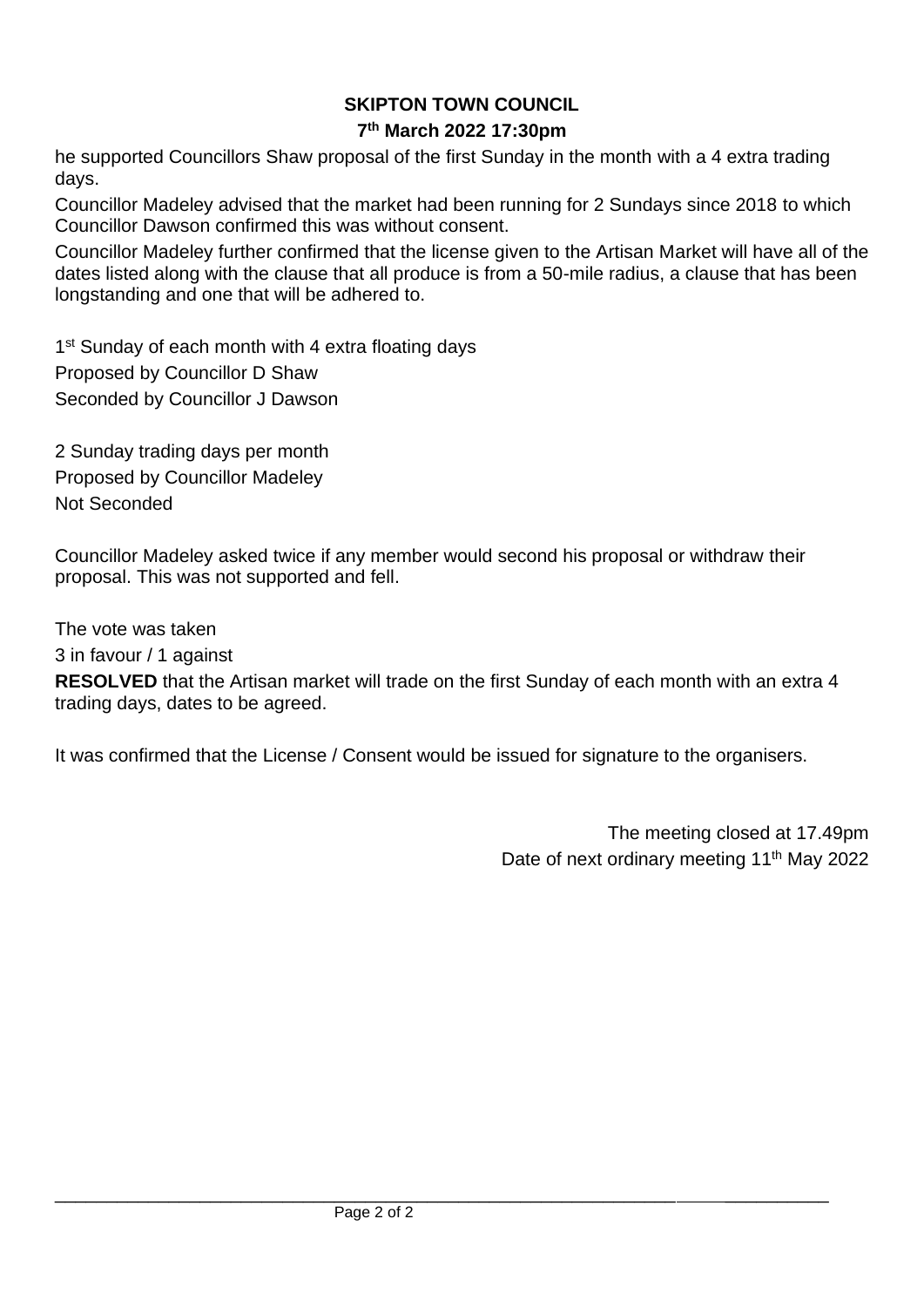he supported Councillors Shaw proposal of the first Sunday in the month with a 4 extra trading days.

Councillor Madeley advised that the market had been running for 2 Sundays since 2018 to which Councillor Dawson confirmed this was without consent.

Councillor Madeley further confirmed that the license given to the Artisan Market will have all of the dates listed along with the clause that all produce is from a 50-mile radius, a clause that has been longstanding and one that will be adhered to.

1st Sunday of each month with 4 extra floating days
Proposed by Councillor D Shaw
Seconded by Councillor J Dawson

2 Sunday trading days per month
Proposed by Councillor Madeley
Not Seconded

Councillor Madeley asked twice if any member would second his proposal or withdraw their proposal. This was not supported and fell.

The vote was taken
3 in favour / 1 against

**RESOLVED** that the Artisan market will trade on the first Sunday of each month with an extra 4 trading days, dates to be agreed.

It was confirmed that the License / Consent would be issued for signature to the organisers.

The meeting closed at 17.49pm
Date of next ordinary meeting 11th May 2022